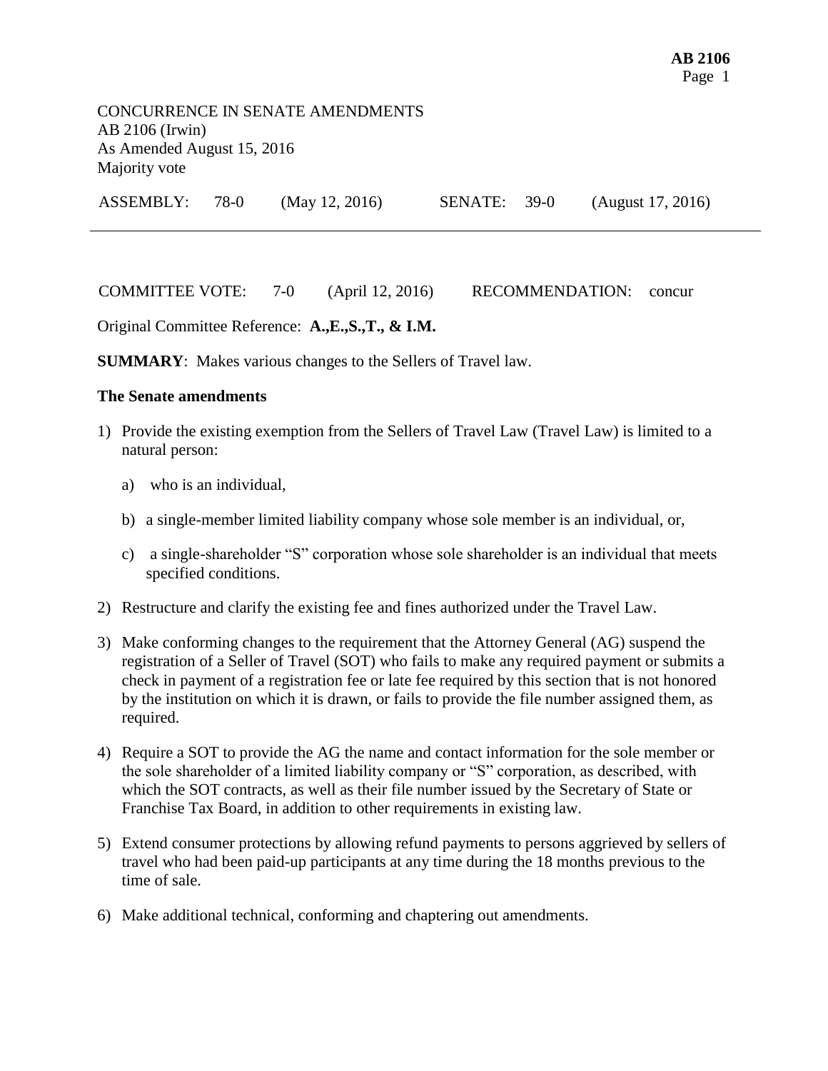CONCURRENCE IN SENATE AMENDMENTS
AB 2106 (Irwin)
As Amended August 15, 2016
Majority vote

| ASSEMBLY: | 78-0 | (May 12, 2016) | SENATE: | 39-0 | (August 17, 2016) |
|---|---|---|---|---|---|

---

COMMITTEE VOTE: 7-0 (April 12, 2016) RECOMMENDATION: concur

Original Committee Reference: **A.,E.,S.,T., & I.M.**

**SUMMARY**: Makes various changes to the Sellers of Travel law.

**The Senate amendments**

1) Provide the existing exemption from the Sellers of Travel Law (Travel Law) is limited to a natural person:

   a) who is an individual,

   b) a single-member limited liability company whose sole member is an individual, or,

   c) a single-shareholder "S" corporation whose sole shareholder is an individual that meets specified conditions.

2) Restructure and clarify the existing fee and fines authorized under the Travel Law.

3) Make conforming changes to the requirement that the Attorney General (AG) suspend the registration of a Seller of Travel (SOT) who fails to make any required payment or submits a check in payment of a registration fee or late fee required by this section that is not honored by the institution on which it is drawn, or fails to provide the file number assigned them, as required.

4) Require a SOT to provide the AG the name and contact information for the sole member or the sole shareholder of a limited liability company or "S" corporation, as described, with which the SOT contracts, as well as their file number issued by the Secretary of State or Franchise Tax Board, in addition to other requirements in existing law.

5) Extend consumer protections by allowing refund payments to persons aggrieved by sellers of travel who had been paid-up participants at any time during the 18 months previous to the time of sale.

6) Make additional technical, conforming and chaptering out amendments.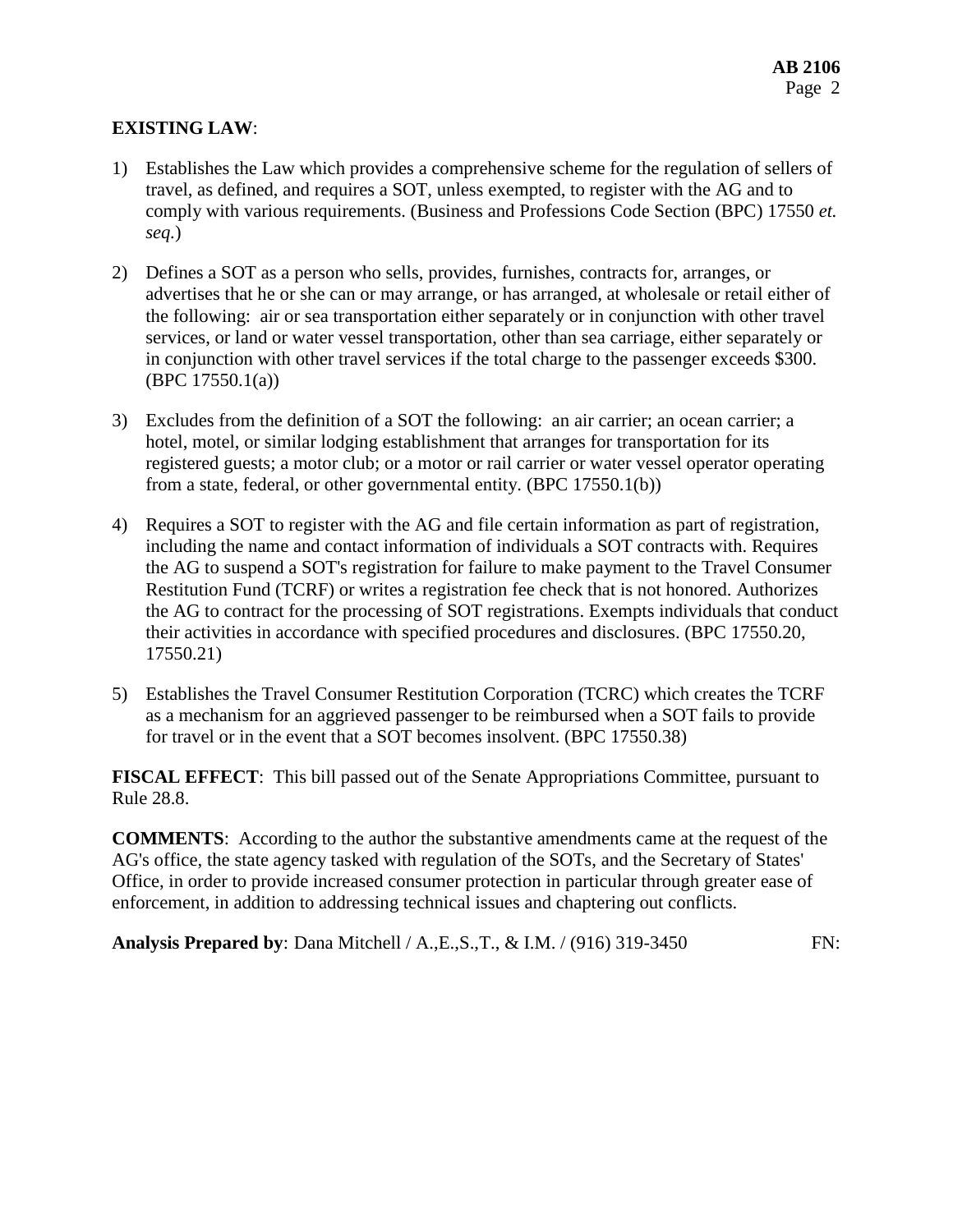**EXISTING LAW**:

1) Establishes the Law which provides a comprehensive scheme for the regulation of sellers of travel, as defined, and requires a SOT, unless exempted, to register with the AG and to comply with various requirements. (Business and Professions Code Section (BPC) 17550 *et. seq.*)

2) Defines a SOT as a person who sells, provides, furnishes, contracts for, arranges, or advertises that he or she can or may arrange, or has arranged, at wholesale or retail either of the following: air or sea transportation either separately or in conjunction with other travel services, or land or water vessel transportation, other than sea carriage, either separately or in conjunction with other travel services if the total charge to the passenger exceeds $300. (BPC 17550.1(a))

3) Excludes from the definition of a SOT the following: an air carrier; an ocean carrier; a hotel, motel, or similar lodging establishment that arranges for transportation for its registered guests; a motor club; or a motor or rail carrier or water vessel operator operating from a state, federal, or other governmental entity. (BPC 17550.1(b))

4) Requires a SOT to register with the AG and file certain information as part of registration, including the name and contact information of individuals a SOT contracts with. Requires the AG to suspend a SOT's registration for failure to make payment to the Travel Consumer Restitution Fund (TCRF) or writes a registration fee check that is not honored. Authorizes the AG to contract for the processing of SOT registrations. Exempts individuals that conduct their activities in accordance with specified procedures and disclosures. (BPC 17550.20, 17550.21)

5) Establishes the Travel Consumer Restitution Corporation (TCRC) which creates the TCRF as a mechanism for an aggrieved passenger to be reimbursed when a SOT fails to provide for travel or in the event that a SOT becomes insolvent. (BPC 17550.38)

**FISCAL EFFECT**: This bill passed out of the Senate Appropriations Committee, pursuant to Rule 28.8.

**COMMENTS**: According to the author the substantive amendments came at the request of the AG's office, the state agency tasked with regulation of the SOTs, and the Secretary of States' Office, in order to provide increased consumer protection in particular through greater ease of enforcement, in addition to addressing technical issues and chaptering out conflicts.

**Analysis Prepared by**: Dana Mitchell / A.,E.,S.,T., & I.M. / (916) 319-3450 FN: